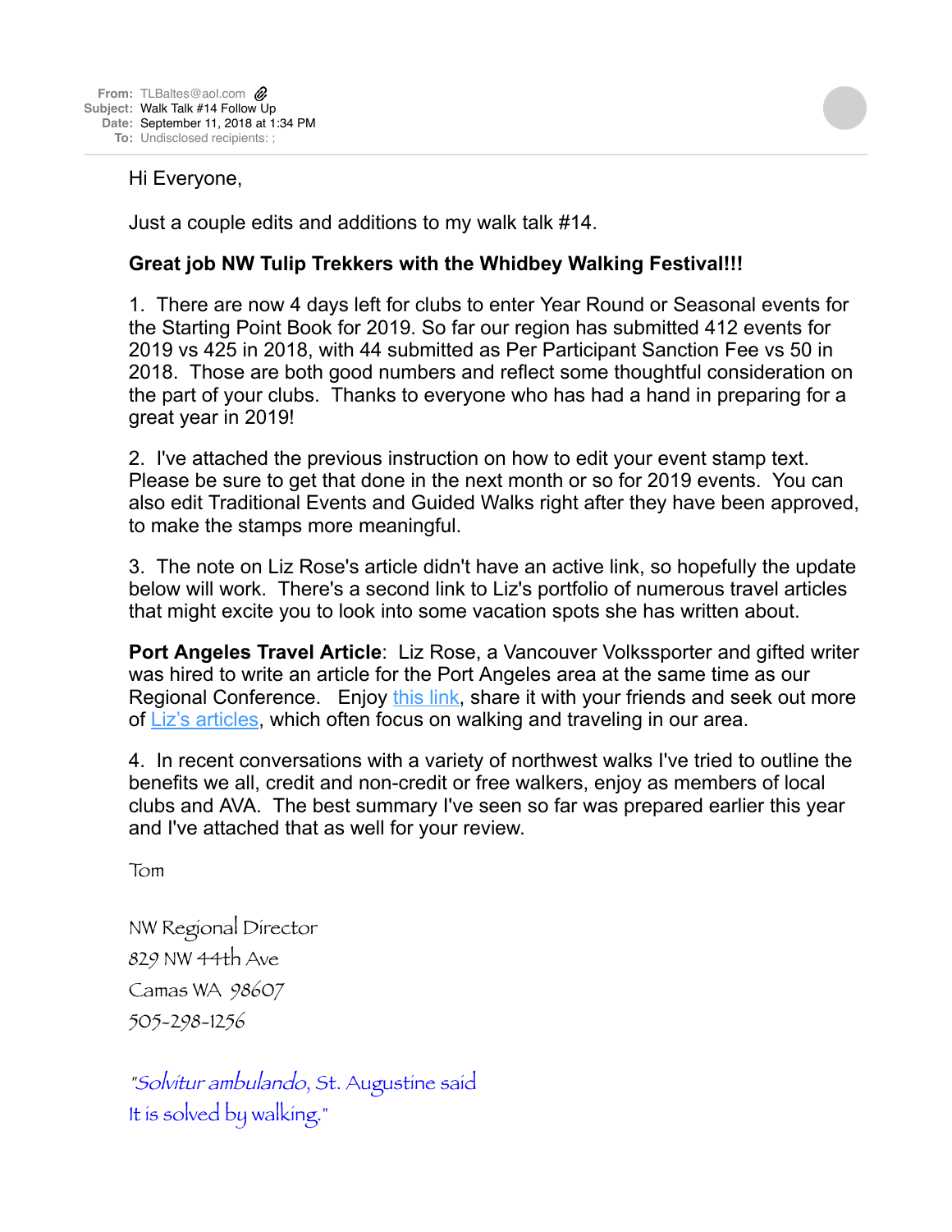**From:** TLBaltes@aol.com
**Subject:** Walk Talk #14 Follow Up
**Date:** September 11, 2018 at 1:34 PM
**To:** Undisclosed recipients: ;

Hi Everyone,

Just a couple edits and additions to my walk talk #14.

**Great job NW Tulip Trekkers with the Whidbey Walking Festival!!!**

1. There are now 4 days left for clubs to enter Year Round or Seasonal events for the Starting Point Book for 2019. So far our region has submitted 412 events for 2019 vs 425 in 2018, with 44 submitted as Per Participant Sanction Fee vs 50 in 2018. Those are both good numbers and reflect some thoughtful consideration on the part of your clubs. Thanks to everyone who has had a hand in preparing for a great year in 2019!

2. I've attached the previous instruction on how to edit your event stamp text. Please be sure to get that done in the next month or so for 2019 events. You can also edit Traditional Events and Guided Walks right after they have been approved, to make the stamps more meaningful.

3. The note on Liz Rose's article didn't have an active link, so hopefully the update below will work. There's a second link to Liz's portfolio of numerous travel articles that might excite you to look into some vacation spots she has written about.

**Port Angeles Travel Article**: Liz Rose, a Vancouver Volkssporter and gifted writer was hired to write an article for the Port Angeles area at the same time as our Regional Conference. Enjoy this link, share it with your friends and seek out more of Liz's articles, which often focus on walking and traveling in our area.

4. In recent conversations with a variety of northwest walks I've tried to outline the benefits we all, credit and non-credit or free walkers, enjoy as members of local clubs and AVA. The best summary I've seen so far was prepared earlier this year and I've attached that as well for your review.

Tom

NW Regional Director
829 NW 44th Ave
Camas WA 98607
505-298-1256

*"Solvitur ambulando, St. Augustine said
It is solved by walking."*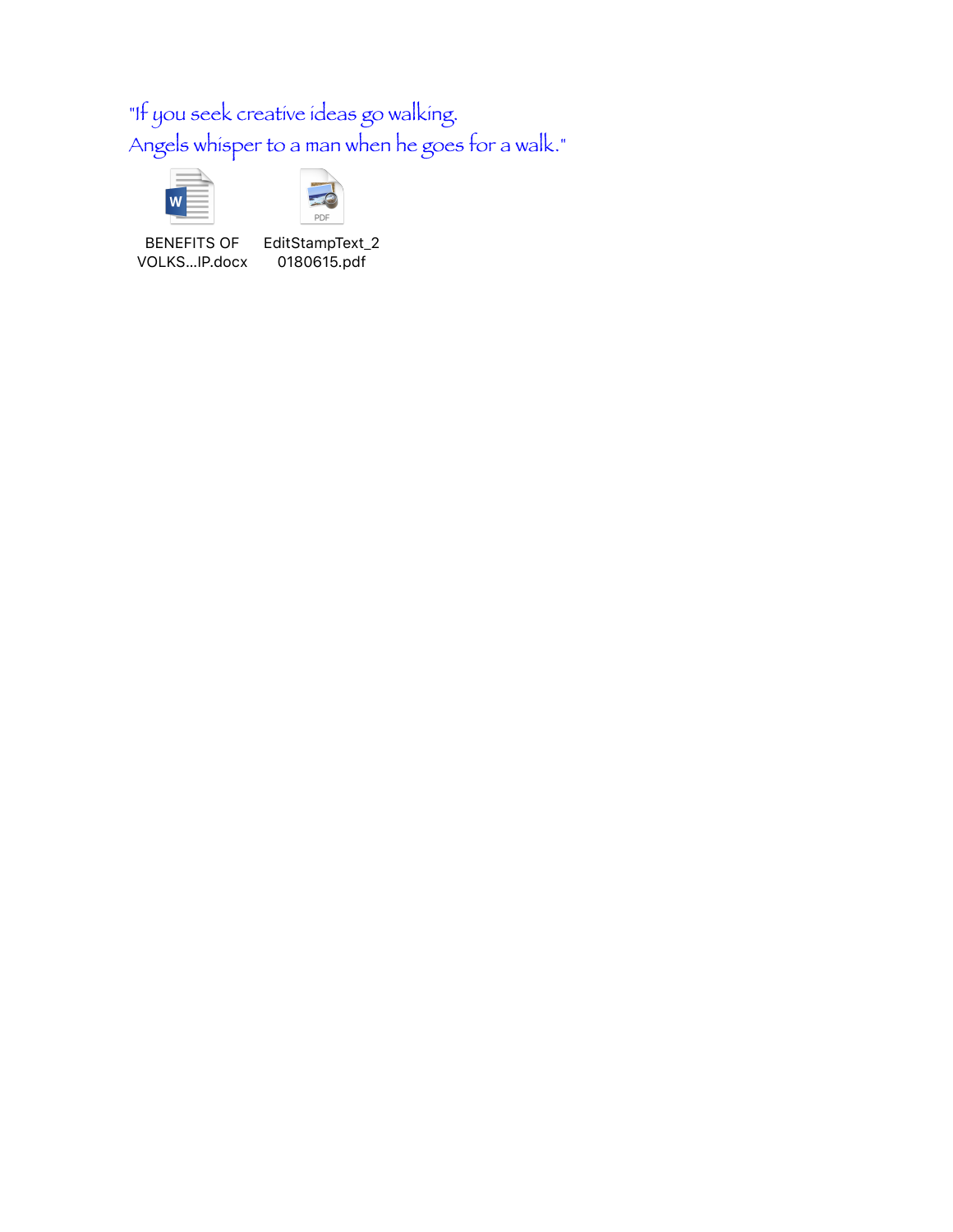"If you seek creative ideas go walking.
Angels whisper to a man when he goes for a walk."

BENEFITS OF VOLKS...IP.docx

EditStampText_20180615.pdf